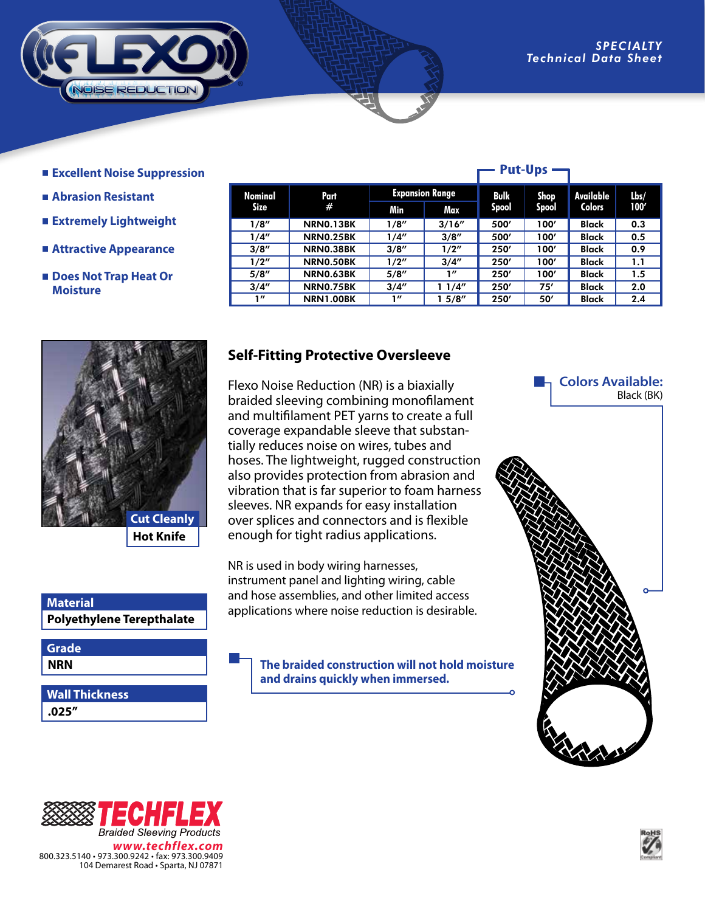# FLEXO NOISE REDUCTION

*SPECIALTY Technical Data Sheet*

- Excellent Noise Suppression
- Abrasion Resistant
- Extremely Lightweight
- Attractive Appearance
- Does Not Trap Heat Or Moisture

| Nominal Size | Part # | Expansion Range | | Put-Ups | | Available Colors | Lbs/ 100′ |
|---|---|---|---|---|---|---|---|
| | | Min | Max | Bulk Spool | Shop Spool | | |
| 1/8″ | NRN0.13BK | 1/8″ | 3/16″ | 500′ | 100′ | Black | 0.3 |
| 1/4″ | NRN0.25BK | 1/4″ | 3/8″ | 500′ | 100′ | Black | 0.5 |
| 3/8″ | NRN0.38BK | 3/8″ | 1/2″ | 250′ | 100′ | Black | 0.9 |
| 1/2″ | NRN0.50BK | 1/2″ | 3/4″ | 250′ | 100′ | Black | 1.1 |
| 5/8″ | NRN0.63BK | 5/8″ | 1″ | 250′ | 100′ | Black | 1.5 |
| 3/4″ | NRN0.75BK | 3/4″ | 1 1/4″ | 250′ | 75′ | Black | 2.0 |
| 1″ | NRN1.00BK | 1″ | 1 5/8″ | 250′ | 50′ | Black | 2.4 |

**Cut Cleanly**
**Hot Knife**

## Self-Fitting Protective Oversleeve

Flexo Noise Reduction (NR) is a biaxially braided sleeving combining monofilament and multifilament PET yarns to create a full coverage expandable sleeve that substantially reduces noise on wires, tubes and hoses. The lightweight, rugged construction also provides protection from abrasion and vibration that is far superior to foam harness sleeves. NR expands for easy installation over splices and connectors and is flexible enough for tight radius applications.

NR is used in body wiring harnesses, instrument panel and lighting wiring, cable and hose assemblies, and other limited access applications where noise reduction is desirable.

**The braided construction will not hold moisture and drains quickly when immersed.**

**Colors Available:**
Black (BK)

**Material**
Polyethylene Terepthalate

**Grade**
NRN

**Wall Thickness**
.025″

**TECHFLEX**
Braided Sleeving Products
www.techflex.com
800.323.5140 • 973.300.9242 • fax: 973.300.9409
104 Demarest Road • Sparta, NJ 07871

RoHS Compliant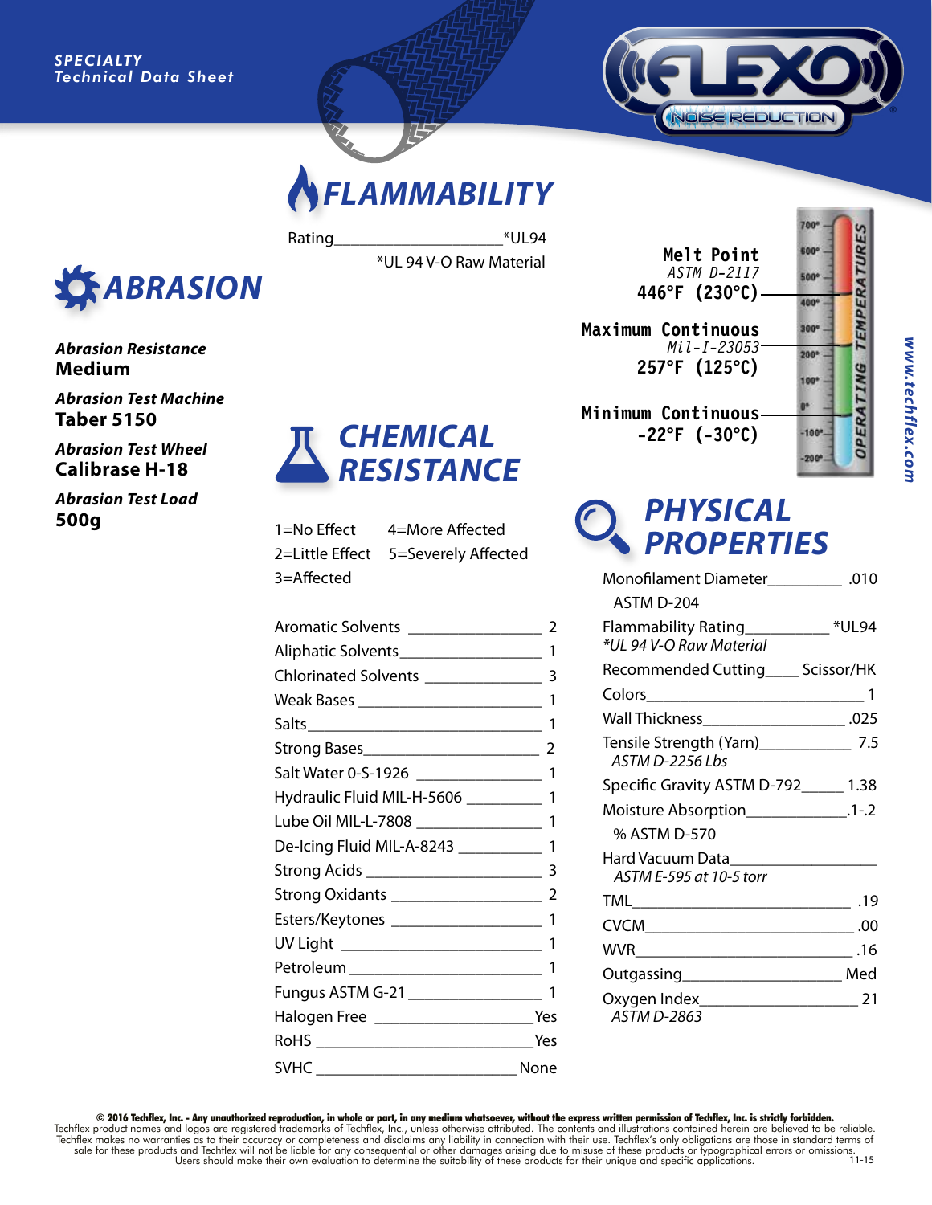SPECIALTY
Technical Data Sheet

## FLAMMABILITY

Rating____________________*UL94

*UL 94 V-O Raw Material

## ABRASION

***Abrasion Resistance***
**Medium**

***Abrasion Test Machine***
**Taber 5150**

***Abrasion Test Wheel***
**Calibrase H-18**

***Abrasion Test Load***
**500g**

## OPERATING TEMPERATURES

**Melt Point**
*ASTM D-2117*
**446°F (230°C)**

**Maximum Continuous**
*Mil-I-23053*
**257°F (125°C)**

**Minimum Continuous**
**-22°F (-30°C)**

700°
600°
500°
400°
300°
200°
100°
0°
-100°
-200°

## CHEMICAL RESISTANCE

1=No Effect
2=Little Effect
3=Affected
4=More Affected
5=Severely Affected

| | |
|---|---|
| Aromatic Solvents | 2 |
| Aliphatic Solvents | 1 |
| Chlorinated Solvents | 3 |
| Weak Bases | 1 |
| Salts | 1 |
| Strong Bases | 2 |
| Salt Water 0-S-1926 | 1 |
| Hydraulic Fluid MIL-H-5606 | 1 |
| Lube Oil MIL-L-7808 | 1 |
| De-Icing Fluid MIL-A-8243 | 1 |
| Strong Acids | 3 |
| Strong Oxidants | 2 |
| Esters/Keytones | 1 |
| UV Light | 1 |
| Petroleum | 1 |
| Fungus ASTM G-21 | 1 |
| Halogen Free | Yes |
| RoHS | Yes |
| SVHC | None |

## PHYSICAL PROPERTIES

| | |
|---|---|
| Monofilament Diameter ASTM D-204 | .010 |
| Flammability Rating *UL 94 V-O Raw Material* | *UL94 |
| Recommended Cutting | Scissor/HK |
| Colors | 1 |
| Wall Thickness | .025 |
| Tensile Strength (Yarn) *ASTM D-2256 Lbs* | 7.5 |
| Specific Gravity ASTM D-792 | 1.38 |
| Moisture Absorption % ASTM D-570 | .1-.2 |
| Hard Vacuum Data *ASTM E-595 at 10-5 torr* | |
| TML | .19 |
| CVCM | .00 |
| WVR | .16 |
| Outgassing | Med |
| Oxygen Index *ASTM D-2863* | 21 |

www.techflex.com

**© 2016 Techflex, Inc. - Any unauthorized reproduction, in whole or part, in any medium whatsoever, without the express written permission of Techflex, Inc. is strictly forbidden.**
Techflex product names and logos are registered trademarks of Techflex, Inc., unless otherwise attributed. The contents and illustrations contained herein are believed to be reliable. Techflex makes no warranties as to their accuracy or completeness and disclaims any liability in connection with their use. Techflex's only obligations are those in standard terms of sale for these products and Techflex will not be liable for any consequential or other damages arising due to misuse of these products or typographical errors or omissions. Users should make their own evaluation to determine the suitability of these products for their unique and specific applications.

11-15